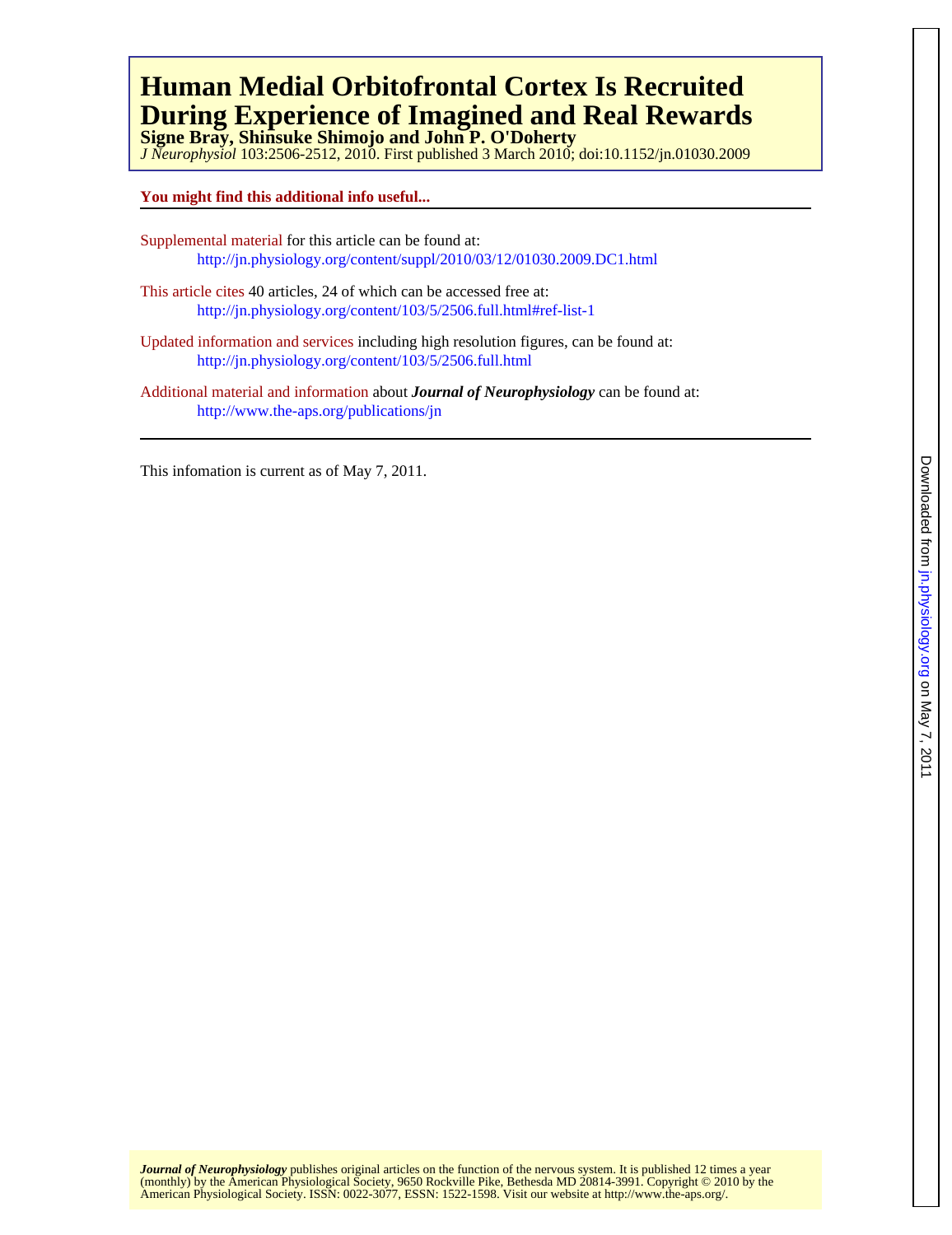# Human Medial Orbitofrontal Cortex Is Recruited During Experience of Imagined and Real Rewards

**Signe Bray, Shinsuke Shimojo and John P. O'Doherty**

*J Neurophysiol* 103:2506-2512, 2010. First published 3 March 2010; doi:10.1152/jn.01030.2009

**You might find this additional info useful...**

Supplemental material for this article can be found at:
http://jn.physiology.org/content/suppl/2010/03/12/01030.2009.DC1.html

This article cites 40 articles, 24 of which can be accessed free at:
http://jn.physiology.org/content/103/5/2506.full.html#ref-list-1

Updated information and services including high resolution figures, can be found at:
http://jn.physiology.org/content/103/5/2506.full.html

Additional material and information about ***Journal of Neurophysiology*** can be found at:
http://www.the-aps.org/publications/jn

This infomation is current as of May 7, 2011.

***Journal of Neurophysiology*** publishes original articles on the function of the nervous system. It is published 12 times a year (monthly) by the American Physiological Society, 9650 Rockville Pike, Bethesda MD 20814-3991. Copyright © 2010 by the American Physiological Society. ISSN: 0022-3077, ESSN: 1522-1598. Visit our website at http://www.the-aps.org/.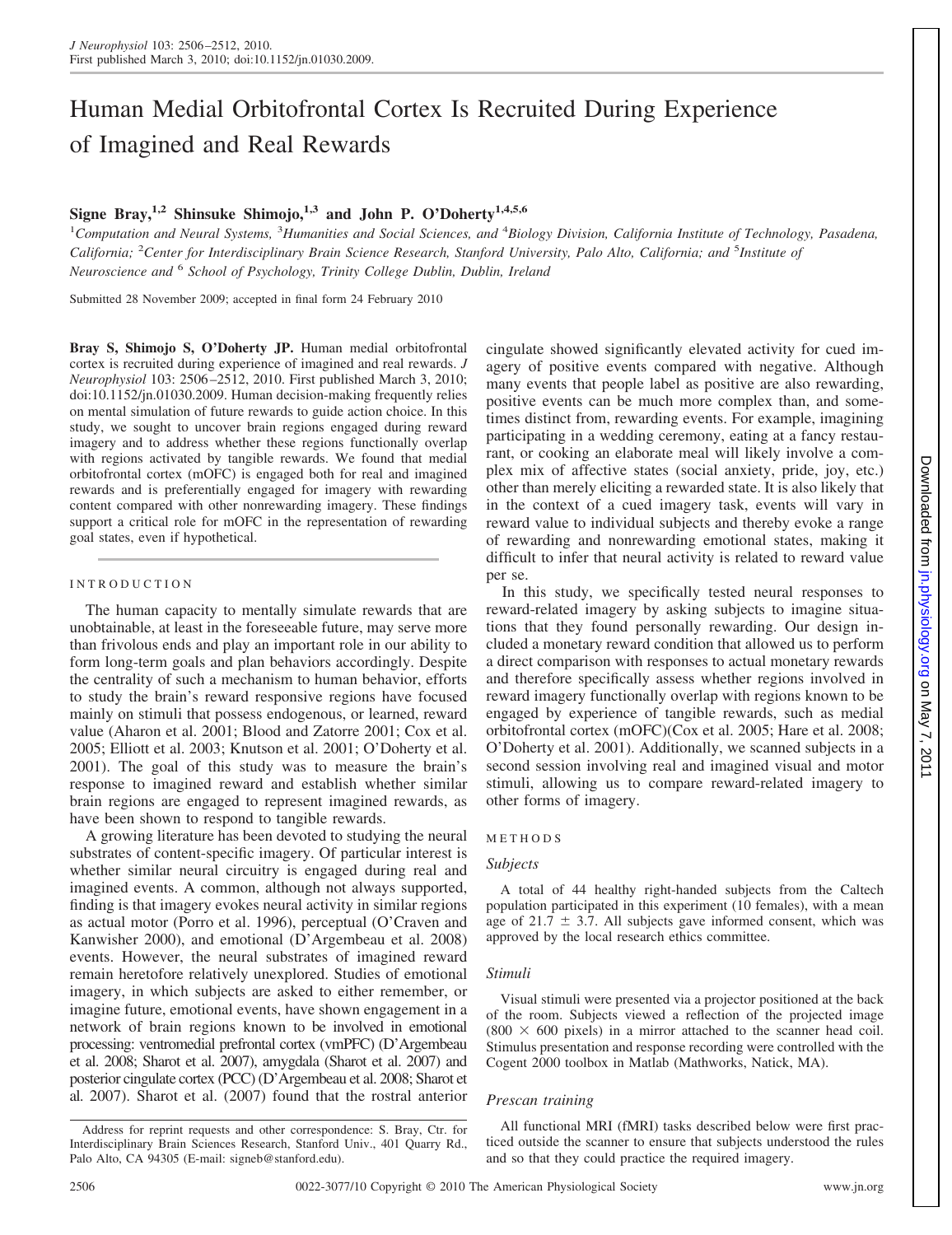# Human Medial Orbitofrontal Cortex Is Recruited During Experience of Imagined and Real Rewards

**Signe Bray,[1,2] Shinsuke Shimojo,[1,3] and John P. O'Doherty[1,4,5,6]**

[1]Computation and Neural Systems, [3]Humanities and Social Sciences, and [4]Biology Division, California Institute of Technology, Pasadena, California; [2]Center for Interdisciplinary Brain Science Research, Stanford University, Palo Alto, California; and [5]Institute of Neuroscience and [6] School of Psychology, Trinity College Dublin, Dublin, Ireland

Submitted 28 November 2009; accepted in final form 24 February 2010

**Bray S, Shimojo S, O'Doherty JP.** Human medial orbitofrontal cortex is recruited during experience of imagined and real rewards. *J Neurophysiol* 103: 2506–2512, 2010. First published March 3, 2010; doi:10.1152/jn.01030.2009. Human decision-making frequently relies on mental simulation of future rewards to guide action choice. In this study, we sought to uncover brain regions engaged during reward imagery and to address whether these regions functionally overlap with regions activated by tangible rewards. We found that medial orbitofrontal cortex (mOFC) is engaged both for real and imagined rewards and is preferentially engaged for imagery with rewarding content compared with other nonrewarding imagery. These findings support a critical role for mOFC in the representation of rewarding goal states, even if hypothetical.

## INTRODUCTION

The human capacity to mentally simulate rewards that are unobtainable, at least in the foreseeable future, may serve more than frivolous ends and play an important role in our ability to form long-term goals and plan behaviors accordingly. Despite the centrality of such a mechanism to human behavior, efforts to study the brain's reward responsive regions have focused mainly on stimuli that possess endogenous, or learned, reward value (Aharon et al. 2001; Blood and Zatorre 2001; Cox et al. 2005; Elliott et al. 2003; Knutson et al. 2001; O'Doherty et al. 2001). The goal of this study was to measure the brain's response to imagined reward and establish whether similar brain regions are engaged to represent imagined rewards, as have been shown to respond to tangible rewards.

A growing literature has been devoted to studying the neural substrates of content-specific imagery. Of particular interest is whether similar neural circuitry is engaged during real and imagined events. A common, although not always supported, finding is that imagery evokes neural activity in similar regions as actual motor (Porro et al. 1996), perceptual (O'Craven and Kanwisher 2000), and emotional (D'Argembeau et al. 2008) events. However, the neural substrates of imagined reward remain heretofore relatively unexplored. Studies of emotional imagery, in which subjects are asked to either remember, or imagine future, emotional events, have shown engagement in a network of brain regions known to be involved in emotional processing: ventromedial prefrontal cortex (vmPFC) (D'Argembeau et al. 2008; Sharot et al. 2007), amygdala (Sharot et al. 2007) and posterior cingulate cortex (PCC) (D'Argembeau et al. 2008; Sharot et al. 2007). Sharot et al. (2007) found that the rostral anterior cingulate showed significantly elevated activity for cued imagery of positive events compared with negative. Although many events that people label as positive are also rewarding, positive events can be much more complex than, and sometimes distinct from, rewarding events. For example, imagining participating in a wedding ceremony, eating at a fancy restaurant, or cooking an elaborate meal will likely involve a complex mix of affective states (social anxiety, pride, joy, etc.) other than merely eliciting a rewarded state. It is also likely that in the context of a cued imagery task, events will vary in reward value to individual subjects and thereby evoke a range of rewarding and nonrewarding emotional states, making it difficult to infer that neural activity is related to reward value per se.

In this study, we specifically tested neural responses to reward-related imagery by asking subjects to imagine situations that they found personally rewarding. Our design included a monetary reward condition that allowed us to perform a direct comparison with responses to actual monetary rewards and therefore specifically assess whether regions involved in reward imagery functionally overlap with regions known to be engaged by experience of tangible rewards, such as medial orbitofrontal cortex (mOFC)(Cox et al. 2005; Hare et al. 2008; O'Doherty et al. 2001). Additionally, we scanned subjects in a second session involving real and imagined visual and motor stimuli, allowing us to compare reward-related imagery to other forms of imagery.

## METHODS

### *Subjects*

A total of 44 healthy right-handed subjects from the Caltech population participated in this experiment (10 females), with a mean age of $21.7 \pm 3.7$. All subjects gave informed consent, which was approved by the local research ethics committee.

### *Stimuli*

Visual stimuli were presented via a projector positioned at the back of the room. Subjects viewed a reflection of the projected image ($800 \times 600$ pixels) in a mirror attached to the scanner head coil. Stimulus presentation and response recording were controlled with the Cogent 2000 toolbox in Matlab (Mathworks, Natick, MA).

### *Prescan training*

All functional MRI (fMRI) tasks described below were first practiced outside the scanner to ensure that subjects understood the rules and so that they could practice the required imagery.

Address for reprint requests and other correspondence: S. Bray, Ctr. for Interdisciplinary Brain Sciences Research, Stanford Univ., 401 Quarry Rd., Palo Alto, CA 94305 (E-mail: signeb@stanford.edu).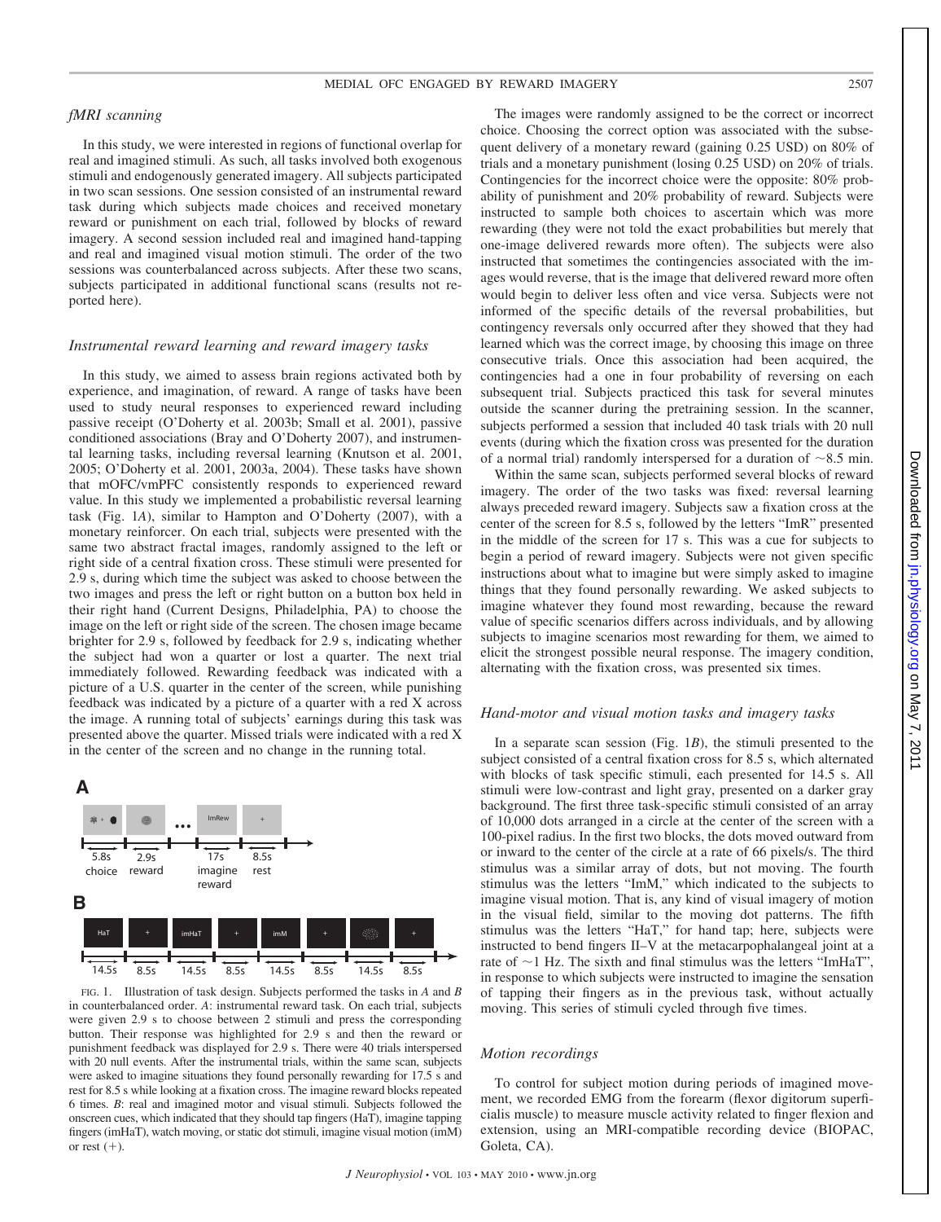### *fMRI scanning*

In this study, we were interested in regions of functional overlap for real and imagined stimuli. As such, all tasks involved both exogenous stimuli and endogenously generated imagery. All subjects participated in two scan sessions. One session consisted of an instrumental reward task during which subjects made choices and received monetary reward or punishment on each trial, followed by blocks of reward imagery. A second session included real and imagined hand-tapping and real and imagined visual motion stimuli. The order of the two sessions was counterbalanced across subjects. After these two scans, subjects participated in additional functional scans (results not reported here).

### *Instrumental reward learning and reward imagery tasks*

In this study, we aimed to assess brain regions activated both by experience, and imagination, of reward. A range of tasks have been used to study neural responses to experienced reward including passive receipt (O'Doherty et al. 2003b; Small et al. 2001), passive conditioned associations (Bray and O'Doherty 2007), and instrumental learning tasks, including reversal learning (Knutson et al. 2001, 2005; O'Doherty et al. 2001, 2003a, 2004). These tasks have shown that mOFC/vmPFC consistently responds to experienced reward value. In this study we implemented a probabilistic reversal learning task (Fig. 1*A*), similar to Hampton and O'Doherty (2007), with a monetary reinforcer. On each trial, subjects were presented with the same two abstract fractal images, randomly assigned to the left or right side of a central fixation cross. These stimuli were presented for 2.9 s, during which time the subject was asked to choose between the two images and press the left or right button on a button box held in their right hand (Current Designs, Philadelphia, PA) to choose the image on the left or right side of the screen. The chosen image became brighter for 2.9 s, followed by feedback for 2.9 s, indicating whether the subject had won a quarter or lost a quarter. The next trial immediately followed. Rewarding feedback was indicated with a picture of a U.S. quarter in the center of the screen, while punishing feedback was indicated by a picture of a quarter with a red X across the image. A running total of subjects' earnings during this task was presented above the quarter. Missed trials were indicated with a red X in the center of the screen and no change in the running total.

FIG. 1. Illustration of task design. Subjects performed the tasks in *A* and *B* in counterbalanced order. *A*: instrumental reward task. On each trial, subjects were given 2.9 s to choose between 2 stimuli and press the corresponding button. Their response was highlighted for 2.9 s and then the reward or punishment feedback was displayed for 2.9 s. There were 40 trials interspersed with 20 null events. After the instrumental trials, within the same scan, subjects were asked to imagine situations they found personally rewarding for 17.5 s and rest for 8.5 s while looking at a fixation cross. The imagine reward blocks repeated 6 times. *B*: real and imagined motor and visual stimuli. Subjects followed the onscreen cues, which indicated that they should tap fingers (HaT), imagine tapping fingers (imHaT), watch moving, or static dot stimuli, imagine visual motion (imM) or rest (+).

The images were randomly assigned to be the correct or incorrect choice. Choosing the correct option was associated with the subsequent delivery of a monetary reward (gaining 0.25 USD) on 80% of trials and a monetary punishment (losing 0.25 USD) on 20% of trials. Contingencies for the incorrect choice were the opposite: 80% probability of punishment and 20% probability of reward. Subjects were instructed to sample both choices to ascertain which was more rewarding (they were not told the exact probabilities but merely that one-image delivered rewards more often). The subjects were also instructed that sometimes the contingencies associated with the images would reverse, that is the image that delivered reward more often would begin to deliver less often and vice versa. Subjects were not informed of the specific details of the reversal probabilities, but contingency reversals only occurred after they showed that they had learned which was the correct image, by choosing this image on three consecutive trials. Once this association had been acquired, the contingencies had a one in four probability of reversing on each subsequent trial. Subjects practiced this task for several minutes outside the scanner during the pretraining session. In the scanner, subjects performed a session that included 40 task trials with 20 null events (during which the fixation cross was presented for the duration of a normal trial) randomly interspersed for a duration of ~8.5 min.

Within the same scan, subjects performed several blocks of reward imagery. The order of the two tasks was fixed: reversal learning always preceded reward imagery. Subjects saw a fixation cross at the center of the screen for 8.5 s, followed by the letters "ImR" presented in the middle of the screen for 17 s. This was a cue for subjects to begin a period of reward imagery. Subjects were not given specific instructions about what to imagine but were simply asked to imagine things that they found personally rewarding. We asked subjects to imagine whatever they found most rewarding, because the reward value of specific scenarios differs across individuals, and by allowing subjects to imagine scenarios most rewarding for them, we aimed to elicit the strongest possible neural response. The imagery condition, alternating with the fixation cross, was presented six times.

### *Hand-motor and visual motion tasks and imagery tasks*

In a separate scan session (Fig. 1*B*), the stimuli presented to the subject consisted of a central fixation cross for 8.5 s, which alternated with blocks of task specific stimuli, each presented for 14.5 s. All stimuli were low-contrast and light gray, presented on a darker gray background. The first three task-specific stimuli consisted of an array of 10,000 dots arranged in a circle at the center of the screen with a 100-pixel radius. In the first two blocks, the dots moved outward from or inward to the center of the circle at a rate of 66 pixels/s. The third stimulus was a similar array of dots, but not moving. The fourth stimulus was the letters "ImM," which indicated to the subjects to imagine visual motion. That is, any kind of visual imagery of motion in the visual field, similar to the moving dot patterns. The fifth stimulus was the letters "HaT," for hand tap; here, subjects were instructed to bend fingers II–V at the metacarpophalangeal joint at a rate of ~1 Hz. The sixth and final stimulus was the letters "ImHaT", in response to which subjects were instructed to imagine the sensation of tapping their fingers as in the previous task, without actually moving. This series of stimuli cycled through five times.

### *Motion recordings*

To control for subject motion during periods of imagined movement, we recorded EMG from the forearm (flexor digitorum superficialis muscle) to measure muscle activity related to finger flexion and extension, using an MRI-compatible recording device (BIOPAC, Goleta, CA).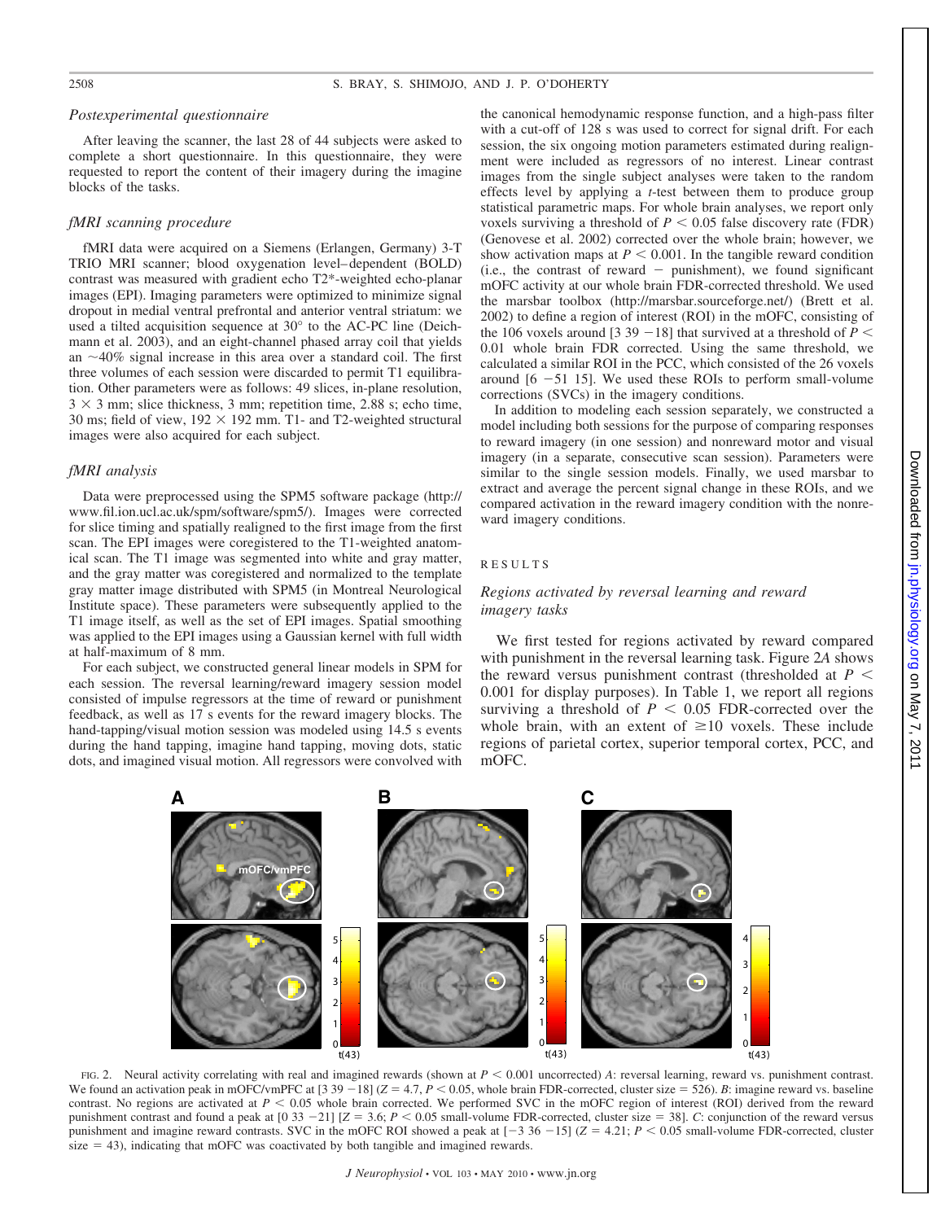### *Postexperimental questionnaire*

After leaving the scanner, the last 28 of 44 subjects were asked to complete a short questionnaire. In this questionnaire, they were requested to report the content of their imagery during the imagine blocks of the tasks.

### *fMRI scanning procedure*

fMRI data were acquired on a Siemens (Erlangen, Germany) 3-T TRIO MRI scanner; blood oxygenation level–dependent (BOLD) contrast was measured with gradient echo T2*-weighted echo-planar images (EPI). Imaging parameters were optimized to minimize signal dropout in medial ventral prefrontal and anterior ventral striatum: we used a tilted acquisition sequence at 30° to the AC-PC line (Deichmann et al. 2003), and an eight-channel phased array coil that yields an ~40% signal increase in this area over a standard coil. The first three volumes of each session were discarded to permit T1 equilibration. Other parameters were as follows: 49 slices, in-plane resolution, $3 \times 3$ mm; slice thickness, 3 mm; repetition time, 2.88 s; echo time, 30 ms; field of view, $192 \times 192$ mm. T1- and T2-weighted structural images were also acquired for each subject.

### *fMRI analysis*

Data were preprocessed using the SPM5 software package (http://www.fil.ion.ucl.ac.uk/spm/software/spm5/). Images were corrected for slice timing and spatially realigned to the first image from the first scan. The EPI images were coregistered to the T1-weighted anatomical scan. The T1 image was segmented into white and gray matter, and the gray matter was coregistered and normalized to the template gray matter image distributed with SPM5 (in Montreal Neurological Institute space). These parameters were subsequently applied to the T1 image itself, as well as the set of EPI images. Spatial smoothing was applied to the EPI images using a Gaussian kernel with full width at half-maximum of 8 mm.

For each subject, we constructed general linear models in SPM for each session. The reversal learning/reward imagery session model consisted of impulse regressors at the time of reward or punishment feedback, as well as 17 s events for the reward imagery blocks. The hand-tapping/visual motion session was modeled using 14.5 s events during the hand tapping, imagine hand tapping, moving dots, static dots, and imagined visual motion. All regressors were convolved with the canonical hemodynamic response function, and a high-pass filter with a cut-off of 128 s was used to correct for signal drift. For each session, the six ongoing motion parameters estimated during realignment were included as regressors of no interest. Linear contrast images from the single subject analyses were taken to the random effects level by applying a *t*-test between them to produce group statistical parametric maps. For whole brain analyses, we report only voxels surviving a threshold of $P < 0.05$ false discovery rate (FDR) (Genovese et al. 2002) corrected over the whole brain; however, we show activation maps at $P < 0.001$. In the tangible reward condition (i.e., the contrast of reward − punishment), we found significant mOFC activity at our whole brain FDR-corrected threshold. We used the marsbar toolbox (http://marsbar.sourceforge.net/) (Brett et al. 2002) to define a region of interest (ROI) in the mOFC, consisting of the 106 voxels around [3 39 −18] that survived at a threshold of $P < 0.01$ whole brain FDR corrected. Using the same threshold, we calculated a similar ROI in the PCC, which consisted of the 26 voxels around [6 −51 15]. We used these ROIs to perform small-volume corrections (SVCs) in the imagery conditions.

In addition to modeling each session separately, we constructed a model including both sessions for the purpose of comparing responses to reward imagery (in one session) and nonreward motor and visual imagery (in a separate, consecutive scan session). Parameters were similar to the single session models. Finally, we used marsbar to extract and average the percent signal change in these ROIs, and we compared activation in the reward imagery condition with the nonreward imagery conditions.

## RESULTS

### *Regions activated by reversal learning and reward imagery tasks*

We first tested for regions activated by reward compared with punishment in the reversal learning task. Figure 2*A* shows the reward versus punishment contrast (thresholded at $P < 0.001$ for display purposes). In Table 1, we report all regions surviving a threshold of $P < 0.05$ FDR-corrected over the whole brain, with an extent of ≥10 voxels. These include regions of parietal cortex, superior temporal cortex, PCC, and mOFC.

FIG. 2. Neural activity correlating with real and imagined rewards (shown at $P < 0.001$ uncorrected) *A*: reversal learning, reward vs. punishment contrast. We found an activation peak in mOFC/vmPFC at [3 39 −18] ($Z = 4.7$, $P < 0.05$, whole brain FDR-corrected, cluster size = 526). *B*: imagine reward vs. baseline contrast. No regions are activated at $P < 0.05$ whole brain corrected. We performed SVC in the mOFC region of interest (ROI) derived from the reward punishment contrast and found a peak at [0 33 −21] [$Z = 3.6$; $P < 0.05$ small-volume FDR-corrected, cluster size = 38]. *C*: conjunction of the reward versus punishment and imagine reward contrasts. SVC in the mOFC ROI showed a peak at [−3 36 −15] ($Z = 4.21$; $P < 0.05$ small-volume FDR-corrected, cluster size = 43), indicating that mOFC was coactivated by both tangible and imagined rewards.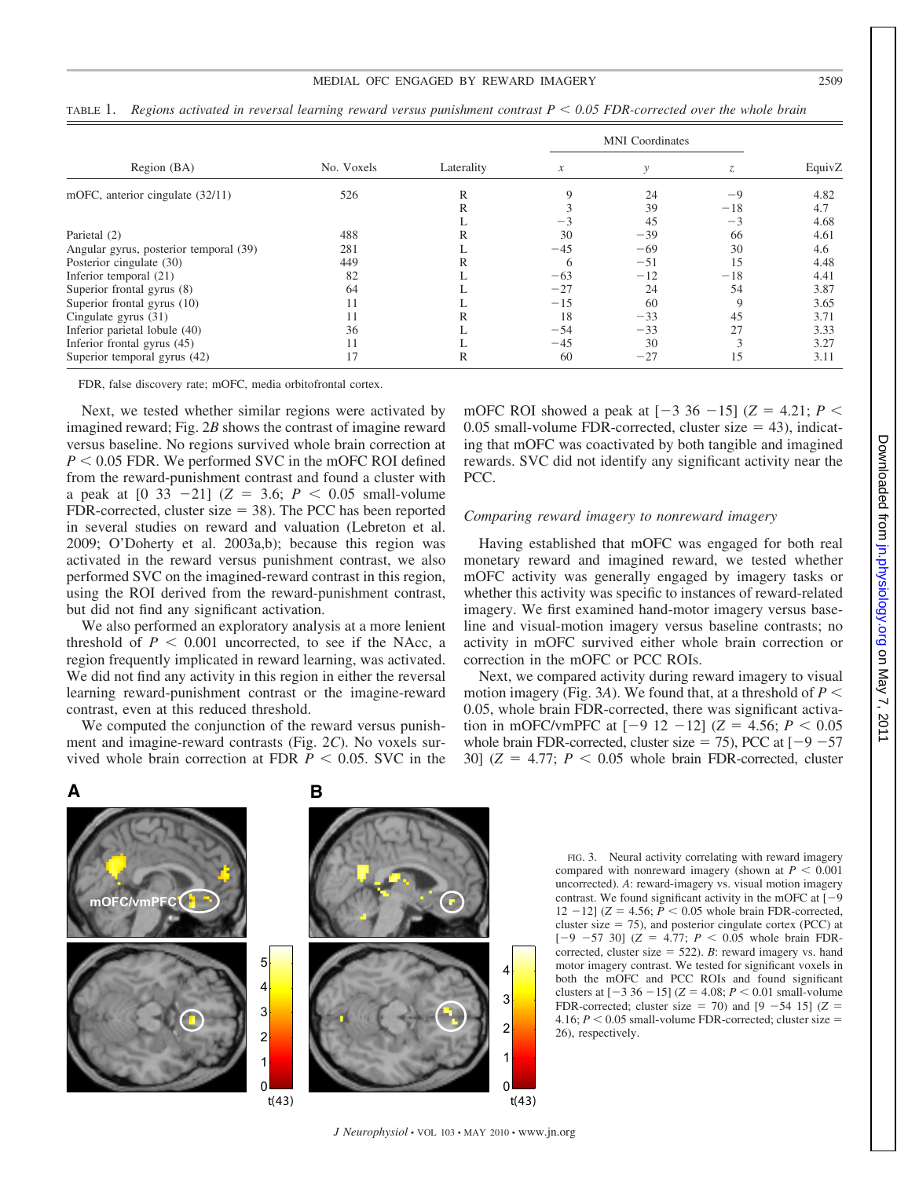TABLE 1. *Regions activated in reversal learning reward versus punishment contrast $P < 0.05$ FDR-corrected over the whole brain*

| Region (BA) | No. Voxels | Laterality | MNI Coordinates | | | EquivZ |
|---|---|---|---|---|---|---|
| | | | $x$ | $y$ | $z$ | |
| mOFC, anterior cingulate (32/11) | 526 | R | 9 | 24 | −9 | 4.82 |
| | | R | 3 | 39 | −18 | 4.7 |
| | | L | −3 | 45 | −3 | 4.68 |
| Parietal (2) | 488 | R | 30 | −39 | 66 | 4.61 |
| Angular gyrus, posterior temporal (39) | 281 | L | −45 | −69 | 30 | 4.6 |
| Posterior cingulate (30) | 449 | R | 6 | −51 | 15 | 4.48 |
| Inferior temporal (21) | 82 | L | −63 | −12 | −18 | 4.41 |
| Superior frontal gyrus (8) | 64 | L | −27 | 24 | 54 | 3.87 |
| Superior frontal gyrus (10) | 11 | L | −15 | 60 | 9 | 3.65 |
| Cingulate gyrus (31) | 11 | R | 18 | −33 | 45 | 3.71 |
| Inferior parietal lobule (40) | 36 | L | −54 | −33 | 27 | 3.33 |
| Inferior frontal gyrus (45) | 11 | L | −45 | 30 | 3 | 3.27 |
| Superior temporal gyrus (42) | 17 | R | 60 | −27 | 15 | 3.11 |

FDR, false discovery rate; mOFC, media orbitofrontal cortex.

Next, we tested whether similar regions were activated by imagined reward; Fig. 2*B* shows the contrast of imagine reward versus baseline. No regions survived whole brain correction at $P < 0.05$ FDR. We performed SVC in the mOFC ROI defined from the reward-punishment contrast and found a cluster with a peak at [0 33 −21] ($Z = 3.6$; $P < 0.05$ small-volume FDR-corrected, cluster size = 38). The PCC has been reported in several studies on reward and valuation (Lebreton et al. 2009; O'Doherty et al. 2003a,b); because this region was activated in the reward versus punishment contrast, we also performed SVC on the imagined-reward contrast in this region, using the ROI derived from the reward-punishment contrast, but did not find any significant activation.

We also performed an exploratory analysis at a more lenient threshold of $P < 0.001$ uncorrected, to see if the NAcc, a region frequently implicated in reward learning, was activated. We did not find any activity in this region in either the reversal learning reward-punishment contrast or the imagine-reward contrast, even at this reduced threshold.

We computed the conjunction of the reward versus punishment and imagine-reward contrasts (Fig. 2*C*). No voxels survived whole brain correction at FDR $P < 0.05$. SVC in the mOFC ROI showed a peak at [−3 36 −15] ($Z = 4.21$; $P < 0.05$ small-volume FDR-corrected, cluster size = 43), indicating that mOFC was coactivated by both tangible and imagined rewards. SVC did not identify any significant activity near the PCC.

### *Comparing reward imagery to nonreward imagery*

Having established that mOFC was engaged for both real monetary reward and imagined reward, we tested whether mOFC activity was generally engaged by imagery tasks or whether this activity was specific to instances of reward-related imagery. We first examined hand-motor imagery versus baseline and visual-motion imagery versus baseline contrasts; no activity in mOFC survived either whole brain correction or correction in the mOFC or PCC ROIs.

Next, we compared activity during reward imagery to visual motion imagery (Fig. 3*A*). We found that, at a threshold of $P < 0.05$, whole brain FDR-corrected, there was significant activation in mOFC/vmPFC at [−9 12 −12] ($Z = 4.56$; $P < 0.05$ whole brain FDR-corrected, cluster size = 75), PCC at [−9 −57 30] ($Z = 4.77$; $P < 0.05$ whole brain FDR-corrected, cluster

FIG. 3. Neural activity correlating with reward imagery compared with nonreward imagery (shown at $P < 0.001$ uncorrected). *A*: reward-imagery vs. visual motion imagery contrast. We found significant activity in the mOFC at [−9 12 −12] ($Z = 4.56$; $P < 0.05$ whole brain FDR-corrected, cluster size = 75), and posterior cingulate cortex (PCC) at [−9 −57 30] ($Z = 4.77$; $P < 0.05$ whole brain FDR-corrected, cluster size = 522). *B*: reward imagery vs. hand motor imagery contrast. We tested for significant voxels in both the mOFC and PCC ROIs and found significant clusters at [−3 36 −15] ($Z = 4.08$; $P < 0.01$ small-volume FDR-corrected; cluster size = 70) and [9 −54 15] ($Z = 4.16$; $P < 0.05$ small-volume FDR-corrected; cluster size = 26), respectively.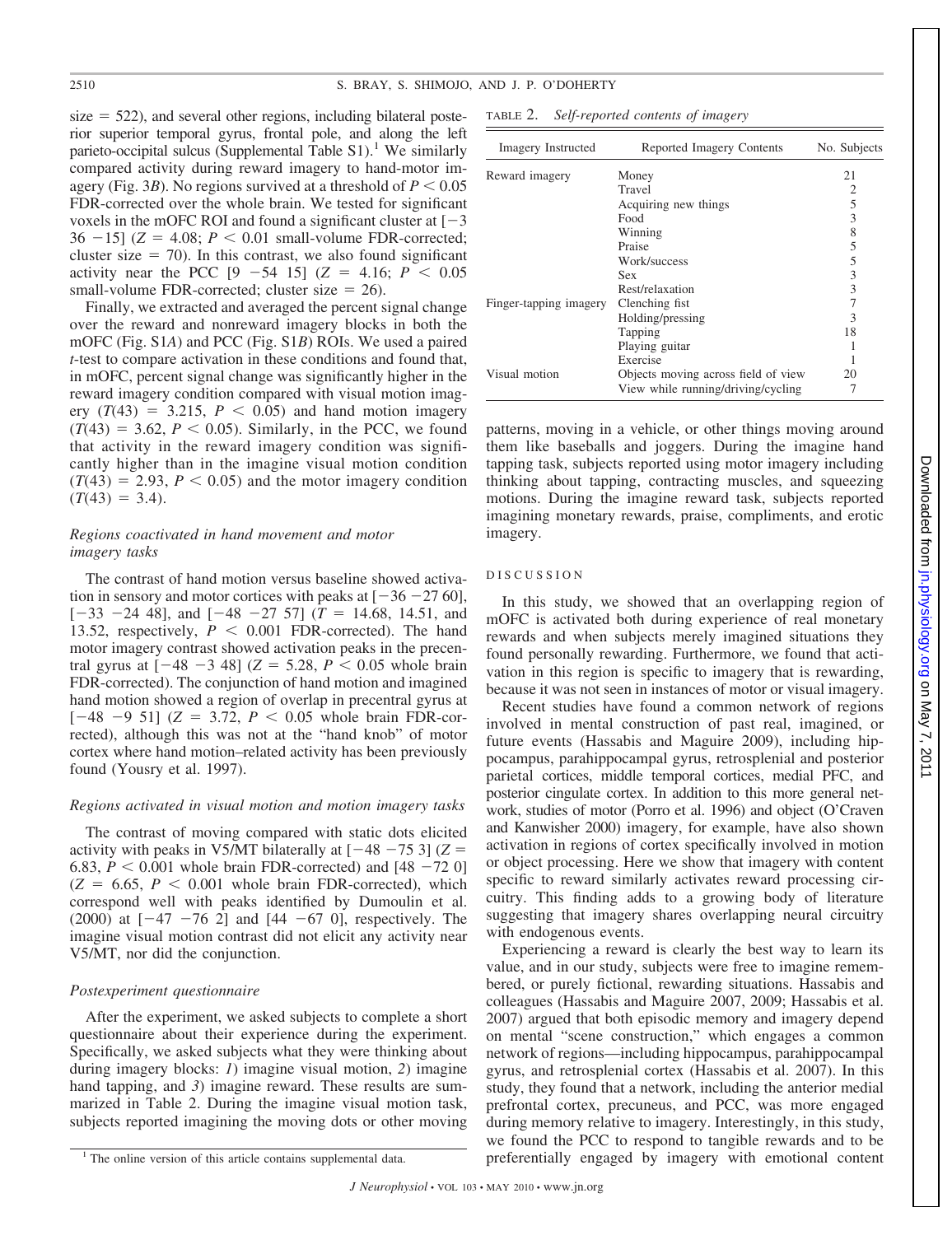size = 522), and several other regions, including bilateral posterior superior temporal gyrus, frontal pole, and along the left parieto-occipital sulcus (Supplemental Table S1).[1] We similarly compared activity during reward imagery to hand-motor imagery (Fig. 3*B*). No regions survived at a threshold of $P < 0.05$ FDR-corrected over the whole brain. We tested for significant voxels in the mOFC ROI and found a significant cluster at [−3 36 −15] ($Z = 4.08$; $P < 0.01$ small-volume FDR-corrected; cluster size = 70). In this contrast, we also found significant activity near the PCC [9 −54 15] ($Z = 4.16$; $P < 0.05$ small-volume FDR-corrected; cluster size = 26).

Finally, we extracted and averaged the percent signal change over the reward and nonreward imagery blocks in both the mOFC (Fig. S1*A*) and PCC (Fig. S1*B*) ROIs. We used a paired *t*-test to compare activation in these conditions and found that, in mOFC, percent signal change was significantly higher in the reward imagery condition compared with visual motion imagery ($T(43) = 3.215$, $P < 0.05$) and hand motion imagery ($T(43) = 3.62$, $P < 0.05$). Similarly, in the PCC, we found that activity in the reward imagery condition was significantly higher than in the imagine visual motion condition ($T(43) = 2.93$, $P < 0.05$) and the motor imagery condition ($T(43) = 3.4$).

### *Regions coactivated in hand movement and motor imagery tasks*

The contrast of hand motion versus baseline showed activation in sensory and motor cortices with peaks at [−36 −27 60], [−33 −24 48], and [−48 −27 57] ($T = 14.68$, 14.51, and 13.52, respectively, $P < 0.001$ FDR-corrected). The hand motor imagery contrast showed activation peaks in the precentral gyrus at [−48 −3 48] ($Z = 5.28$, $P < 0.05$ whole brain FDR-corrected). The conjunction of hand motion and imagined hand motion showed a region of overlap in precentral gyrus at [−48 −9 51] ($Z = 3.72$, $P < 0.05$ whole brain FDR-corrected), although this was not at the "hand knob" of motor cortex where hand motion–related activity has been previously found (Yousry et al. 1997).

### *Regions activated in visual motion and motion imagery tasks*

The contrast of moving compared with static dots elicited activity with peaks in V5/MT bilaterally at [−48 −75 3] ($Z = 6.83$, $P < 0.001$ whole brain FDR-corrected) and [48 −72 0] ($Z = 6.65$, $P < 0.001$ whole brain FDR-corrected), which correspond well with peaks identified by Dumoulin et al. (2000) at [−47 −76 2] and [44 −67 0], respectively. The imagine visual motion contrast did not elicit any activity near V5/MT, nor did the conjunction.

### *Postexperiment questionnaire*

After the experiment, we asked subjects to complete a short questionnaire about their experience during the experiment. Specifically, we asked subjects what they were thinking about during imagery blocks: *1*) imagine visual motion, *2*) imagine hand tapping, and *3*) imagine reward. These results are summarized in Table 2. During the imagine visual motion task, subjects reported imagining the moving dots or other moving patterns, moving in a vehicle, or other things moving around them like baseballs and joggers. During the imagine hand tapping task, subjects reported using motor imagery including thinking about tapping, contracting muscles, and squeezing motions. During the imagine reward task, subjects reported imagining monetary rewards, praise, compliments, and erotic imagery.

TABLE 2. *Self-reported contents of imagery*

| Imagery Instructed | Reported Imagery Contents | No. Subjects |
|---|---|---|
| Reward imagery | Money | 21 |
| | Travel | 2 |
| | Acquiring new things | 5 |
| | Food | 3 |
| | Winning | 8 |
| | Praise | 5 |
| | Work/success | 5 |
| | Sex | 3 |
| | Rest/relaxation | 3 |
| Finger-tapping imagery | Clenching fist | 7 |
| | Holding/pressing | 3 |
| | Tapping | 18 |
| | Playing guitar | 1 |
| | Exercise | 1 |
| Visual motion | Objects moving across field of view | 20 |
| | View while running/driving/cycling | 7 |

## DISCUSSION

In this study, we showed that an overlapping region of mOFC is activated both during experience of real monetary rewards and when subjects merely imagined situations they found personally rewarding. Furthermore, we found that activation in this region is specific to imagery that is rewarding, because it was not seen in instances of motor or visual imagery.

Recent studies have found a common network of regions involved in mental construction of past real, imagined, or future events (Hassabis and Maguire 2009), including hippocampus, parahippocampal gyrus, retrosplenial and posterior parietal cortices, middle temporal cortices, medial PFC, and posterior cingulate cortex. In addition to this more general network, studies of motor (Porro et al. 1996) and object (O'Craven and Kanwisher 2000) imagery, for example, have also shown activation in regions of cortex specifically involved in motion or object processing. Here we show that imagery with content specific to reward similarly activates reward processing circuitry. This finding adds to a growing body of literature suggesting that imagery shares overlapping neural circuitry with endogenous events.

Experiencing a reward is clearly the best way to learn its value, and in our study, subjects were free to imagine remembered, or purely fictional, rewarding situations. Hassabis and colleagues (Hassabis and Maguire 2007, 2009; Hassabis et al. 2007) argued that both episodic memory and imagery depend on mental "scene construction," which engages a common network of regions—including hippocampus, parahippocampal gyrus, and retrosplenial cortex (Hassabis et al. 2007). In this study, they found that a network, including the anterior medial prefrontal cortex, precuneus, and PCC, was more engaged during memory relative to imagery. Interestingly, in this study, we found the PCC to respond to tangible rewards and to be preferentially engaged by imagery with emotional content

[1] The online version of this article contains supplemental data.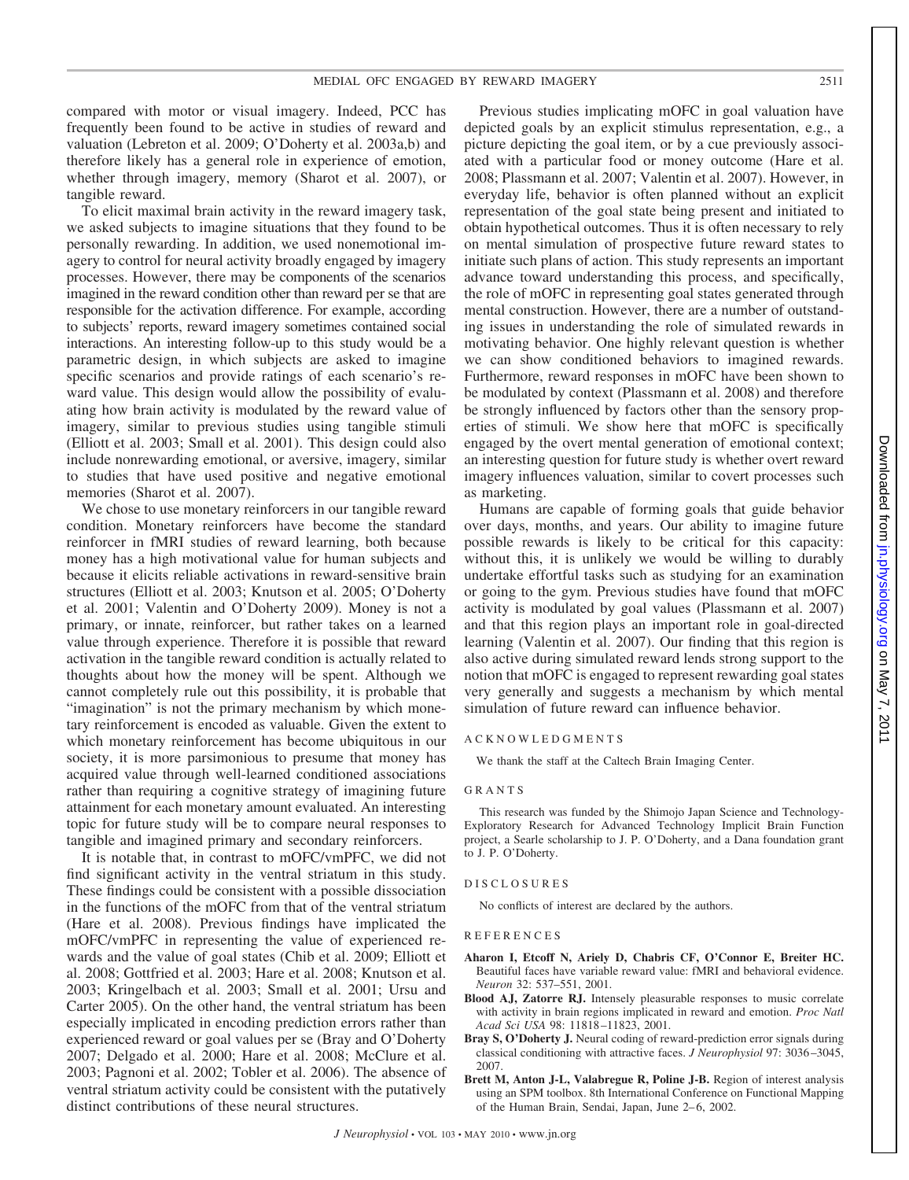compared with motor or visual imagery. Indeed, PCC has frequently been found to be active in studies of reward and valuation (Lebreton et al. 2009; O'Doherty et al. 2003a,b) and therefore likely has a general role in experience of emotion, whether through imagery, memory (Sharot et al. 2007), or tangible reward.

To elicit maximal brain activity in the reward imagery task, we asked subjects to imagine situations that they found to be personally rewarding. In addition, we used nonemotional imagery to control for neural activity broadly engaged by imagery processes. However, there may be components of the scenarios imagined in the reward condition other than reward per se that are responsible for the activation difference. For example, according to subjects' reports, reward imagery sometimes contained social interactions. An interesting follow-up to this study would be a parametric design, in which subjects are asked to imagine specific scenarios and provide ratings of each scenario's reward value. This design would allow the possibility of evaluating how brain activity is modulated by the reward value of imagery, similar to previous studies using tangible stimuli (Elliott et al. 2003; Small et al. 2001). This design could also include nonrewarding emotional, or aversive, imagery, similar to studies that have used positive and negative emotional memories (Sharot et al. 2007).

We chose to use monetary reinforcers in our tangible reward condition. Monetary reinforcers have become the standard reinforcer in fMRI studies of reward learning, both because money has a high motivational value for human subjects and because it elicits reliable activations in reward-sensitive brain structures (Elliott et al. 2003; Knutson et al. 2005; O'Doherty et al. 2001; Valentin and O'Doherty 2009). Money is not a primary, or innate, reinforcer, but rather takes on a learned value through experience. Therefore it is possible that reward activation in the tangible reward condition is actually related to thoughts about how the money will be spent. Although we cannot completely rule out this possibility, it is probable that "imagination" is not the primary mechanism by which monetary reinforcement is encoded as valuable. Given the extent to which monetary reinforcement has become ubiquitous in our society, it is more parsimonious to presume that money has acquired value through well-learned conditioned associations rather than requiring a cognitive strategy of imagining future attainment for each monetary amount evaluated. An interesting topic for future study will be to compare neural responses to tangible and imagined primary and secondary reinforcers.

It is notable that, in contrast to mOFC/vmPFC, we did not find significant activity in the ventral striatum in this study. These findings could be consistent with a possible dissociation in the functions of the mOFC from that of the ventral striatum (Hare et al. 2008). Previous findings have implicated the mOFC/vmPFC in representing the value of experienced rewards and the value of goal states (Chib et al. 2009; Elliott et al. 2008; Gottfried et al. 2003; Hare et al. 2008; Knutson et al. 2003; Kringelbach et al. 2003; Small et al. 2001; Ursu and Carter 2005). On the other hand, the ventral striatum has been especially implicated in encoding prediction errors rather than experienced reward or goal values per se (Bray and O'Doherty 2007; Delgado et al. 2000; Hare et al. 2008; McClure et al. 2003; Pagnoni et al. 2002; Tobler et al. 2006). The absence of ventral striatum activity could be consistent with the putatively distinct contributions of these neural structures.

Previous studies implicating mOFC in goal valuation have depicted goals by an explicit stimulus representation, e.g., a picture depicting the goal item, or by a cue previously associated with a particular food or money outcome (Hare et al. 2008; Plassmann et al. 2007; Valentin et al. 2007). However, in everyday life, behavior is often planned without an explicit representation of the goal state being present and initiated to obtain hypothetical outcomes. Thus it is often necessary to rely on mental simulation of prospective future reward states to initiate such plans of action. This study represents an important advance toward understanding this process, and specifically, the role of mOFC in representing goal states generated through mental construction. However, there are a number of outstanding issues in understanding the role of simulated rewards in motivating behavior. One highly relevant question is whether we can show conditioned behaviors to imagined rewards. Furthermore, reward responses in mOFC have been shown to be modulated by context (Plassmann et al. 2008) and therefore be strongly influenced by factors other than the sensory properties of stimuli. We show here that mOFC is specifically engaged by the overt mental generation of emotional context; an interesting question for future study is whether overt reward imagery influences valuation, similar to covert processes such as marketing.

Humans are capable of forming goals that guide behavior over days, months, and years. Our ability to imagine future possible rewards is likely to be critical for this capacity: without this, it is unlikely we would be willing to durably undertake effortful tasks such as studying for an examination or going to the gym. Previous studies have found that mOFC activity is modulated by goal values (Plassmann et al. 2007) and that this region plays an important role in goal-directed learning (Valentin et al. 2007). Our finding that this region is also active during simulated reward lends strong support to the notion that mOFC is engaged to represent rewarding goal states very generally and suggests a mechanism by which mental simulation of future reward can influence behavior.

## ACKNOWLEDGMENTS

We thank the staff at the Caltech Brain Imaging Center.

## GRANTS

This research was funded by the Shimojo Japan Science and Technology-Exploratory Research for Advanced Technology Implicit Brain Function project, a Searle scholarship to J. P. O'Doherty, and a Dana foundation grant to J. P. O'Doherty.

## DISCLOSURES

No conflicts of interest are declared by the authors.

## REFERENCES

**Aharon I, Etcoff N, Ariely D, Chabris CF, O'Connor E, Breiter HC.** Beautiful faces have variable reward value: fMRI and behavioral evidence. *Neuron* 32: 537–551, 2001.

**Blood AJ, Zatorre RJ.** Intensely pleasurable responses to music correlate with activity in brain regions implicated in reward and emotion. *Proc Natl Acad Sci USA* 98: 11818–11823, 2001.

**Bray S, O'Doherty J.** Neural coding of reward-prediction error signals during classical conditioning with attractive faces. *J Neurophysiol* 97: 3036–3045, 2007.

**Brett M, Anton J-L, Valabregue R, Poline J-B.** Region of interest analysis using an SPM toolbox. 8th International Conference on Functional Mapping of the Human Brain, Sendai, Japan, June 2–6, 2002.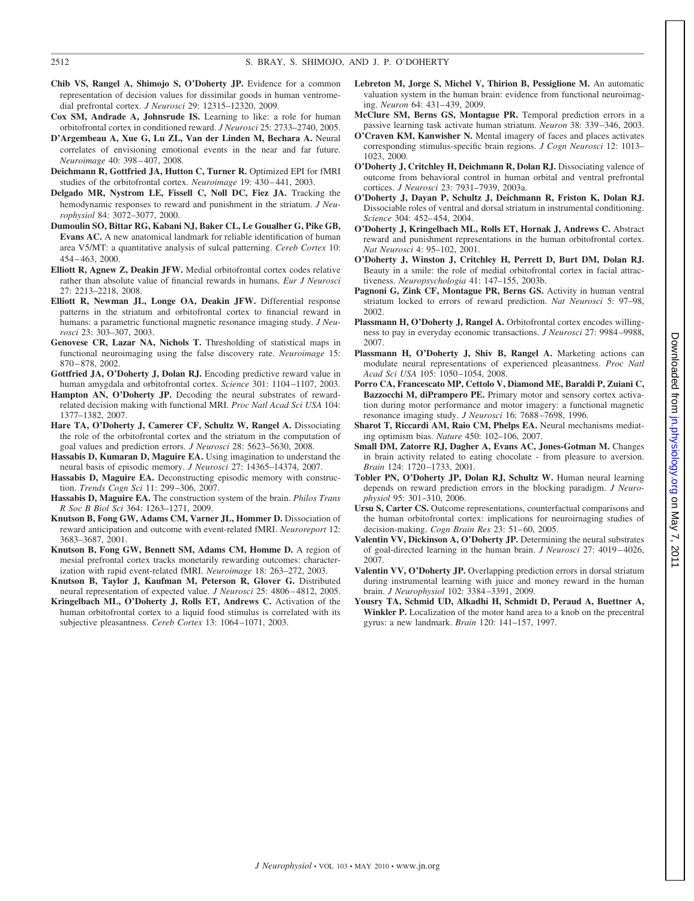**Chib VS, Rangel A, Shimojo S, O'Doherty JP.** Evidence for a common representation of decision values for dissimilar goods in human ventromedial prefrontal cortex. *J Neurosci* 29: 12315–12320, 2009.

**Cox SM, Andrade A, Johnsrude IS.** Learning to like: a role for human orbitofrontal cortex in conditioned reward. *J Neurosci* 25: 2733–2740, 2005.

**D'Argembeau A, Xue G, Lu ZL, Van der Linden M, Bechara A.** Neural correlates of envisioning emotional events in the near and far future. *Neuroimage* 40: 398–407, 2008.

**Deichmann R, Gottfried JA, Hutton C, Turner R.** Optimized EPI for fMRI studies of the orbitofrontal cortex. *Neuroimage* 19: 430–441, 2003.

**Delgado MR, Nystrom LE, Fissell C, Noll DC, Fiez JA.** Tracking the hemodynamic responses to reward and punishment in the striatum. *J Neurophysiol* 84: 3072–3077, 2000.

**Dumoulin SO, Bittar RG, Kabani NJ, Baker CL, Le Goualher G, Pike GB, Evans AC.** A new anatomical landmark for reliable identification of human area V5/MT: a quantitative analysis of sulcal patterning. *Cereb Cortex* 10: 454–463, 2000.

**Elliott R, Agnew Z, Deakin JFW.** Medial orbitofrontal cortex codes relative rather than absolute value of financial rewards in humans. *Eur J Neurosci* 27: 2213–2218, 2008.

**Elliott R, Newman JL, Longe OA, Deakin JFW.** Differential response patterns in the striatum and orbitofrontal cortex to financial reward in humans: a parametric functional magnetic resonance imaging study. *J Neurosci* 23: 303–307, 2003.

**Genovese CR, Lazar NA, Nichols T.** Thresholding of statistical maps in functional neuroimaging using the false discovery rate. *Neuroimage* 15: 870–878, 2002.

**Gottfried JA, O'Doherty J, Dolan RJ.** Encoding predictive reward value in human amygdala and orbitofrontal cortex. *Science* 301: 1104–1107, 2003.

**Hampton AN, O'Doherty JP.** Decoding the neural substrates of reward-related decision making with functional MRI. *Proc Natl Acad Sci USA* 104: 1377–1382, 2007.

**Hare TA, O'Doherty J, Camerer CF, Schultz W, Rangel A.** Dissociating the role of the orbitofrontal cortex and the striatum in the computation of goal values and prediction errors. *J Neurosci* 28: 5623–5630, 2008.

**Hassabis D, Kumaran D, Maguire EA.** Using imagination to understand the neural basis of episodic memory. *J Neurosci* 27: 14365–14374, 2007.

**Hassabis D, Maguire EA.** Deconstructing episodic memory with construction. *Trends Cogn Sci* 11: 299–306, 2007.

**Hassabis D, Maguire EA.** The construction system of the brain. *Philos Trans R Soc B Biol Sci* 364: 1263–1271, 2009.

**Knutson B, Fong GW, Adams CM, Varner JL, Hommer D.** Dissociation of reward anticipation and outcome with event-related fMRI. *Neuroreport* 12: 3683–3687, 2001.

**Knutson B, Fong GW, Bennett SM, Adams CM, Homme D.** A region of mesial prefrontal cortex tracks monetarily rewarding outcomes: characterization with rapid event-related fMRI. *Neuroimage* 18: 263–272, 2003.

**Knutson B, Taylor J, Kaufman M, Peterson R, Glover G.** Distributed neural representation of expected value. *J Neurosci* 25: 4806–4812, 2005.

**Kringelbach ML, O'Doherty J, Rolls ET, Andrews C.** Activation of the human orbitofrontal cortex to a liquid food stimulus is correlated with its subjective pleasantness. *Cereb Cortex* 13: 1064–1071, 2003.

**Lebreton M, Jorge S, Michel V, Thirion B, Pessiglione M.** An automatic valuation system in the human brain: evidence from functional neuroimaging. *Neuron* 64: 431–439, 2009.

**McClure SM, Berns GS, Montague PR.** Temporal prediction errors in a passive learning task activate human striatum. *Neuron* 38: 339–346, 2003.

**O'Craven KM, Kanwisher N.** Mental imagery of faces and places activates corresponding stimulus-specific brain regions. *J Cogn Neurosci* 12: 1013–1023, 2000.

**O'Doherty J, Critchley H, Deichmann R, Dolan RJ.** Dissociating valence of outcome from behavioral control in human orbital and ventral prefrontal cortices. *J Neurosci* 23: 7931–7939, 2003a.

**O'Doherty J, Dayan P, Schultz J, Deichmann R, Friston K, Dolan RJ.** Dissociable roles of ventral and dorsal striatum in instrumental conditioning. *Science* 304: 452–454, 2004.

**O'Doherty J, Kringelbach ML, Rolls ET, Hornak J, Andrews C.** Abstract reward and punishment representations in the human orbitofrontal cortex. *Nat Neurosci* 4: 95–102, 2001.

**O'Doherty J, Winston J, Critchley H, Perrett D, Burt DM, Dolan RJ.** Beauty in a smile: the role of medial orbitofrontal cortex in facial attractiveness. *Neuropsychologia* 41: 147–155, 2003b.

**Pagnoni G, Zink CF, Montague PR, Berns GS.** Activity in human ventral striatum locked to errors of reward prediction. *Nat Neurosci* 5: 97–98, 2002.

**Plassmann H, O'Doherty J, Rangel A.** Orbitofrontal cortex encodes willingness to pay in everyday economic transactions. *J Neurosci* 27: 9984–9988, 2007.

**Plassmann H, O'Doherty J, Shiv B, Rangel A.** Marketing actions can modulate neural representations of experienced pleasantness. *Proc Natl Acad Sci USA* 105: 1050–1054, 2008.

**Porro CA, Francescato MP, Cettolo V, Diamond ME, Baraldi P, Zuiani C, Bazzocchi M, diPrampero PE.** Primary motor and sensory cortex activation during motor performance and motor imagery: a functional magnetic resonance imaging study. *J Neurosci* 16: 7688–7698, 1996.

**Sharot T, Riccardi AM, Raio CM, Phelps EA.** Neural mechanisms mediating optimism bias. *Nature* 450: 102–106, 2007.

**Small DM, Zatorre RJ, Dagher A, Evans AC, Jones-Gotman M.** Changes in brain activity related to eating chocolate - from pleasure to aversion. *Brain* 124: 1720–1733, 2001.

**Tobler PN, O'Doherty JP, Dolan RJ, Schultz W.** Human neural learning depends on reward prediction errors in the blocking paradigm. *J Neurophysiol* 95: 301–310, 2006.

**Ursu S, Carter CS.** Outcome representations, counterfactual comparisons and the human orbitofrontal cortex: implications for neuroirnaging studies of decision-making. *Cogn Brain Res* 23: 51–60, 2005.

**Valentin VV, Dickinson A, O'Doherty JP.** Determining the neural substrates of goal-directed learning in the human brain. *J Neurosci* 27: 4019–4026, 2007.

**Valentin VV, O'Doherty JP.** Overlapping prediction errors in dorsal striatum during instrumental learning with juice and money reward in the human brain. *J Neurophysiol* 102: 3384–3391, 2009.

**Yousry TA, Schmid UD, Alkadhi H, Schmidt D, Peraud A, Buettner A, Winkler P.** Localization of the motor hand area to a knob on the precentral gyrus: a new landmark. *Brain* 120: 141–157, 1997.